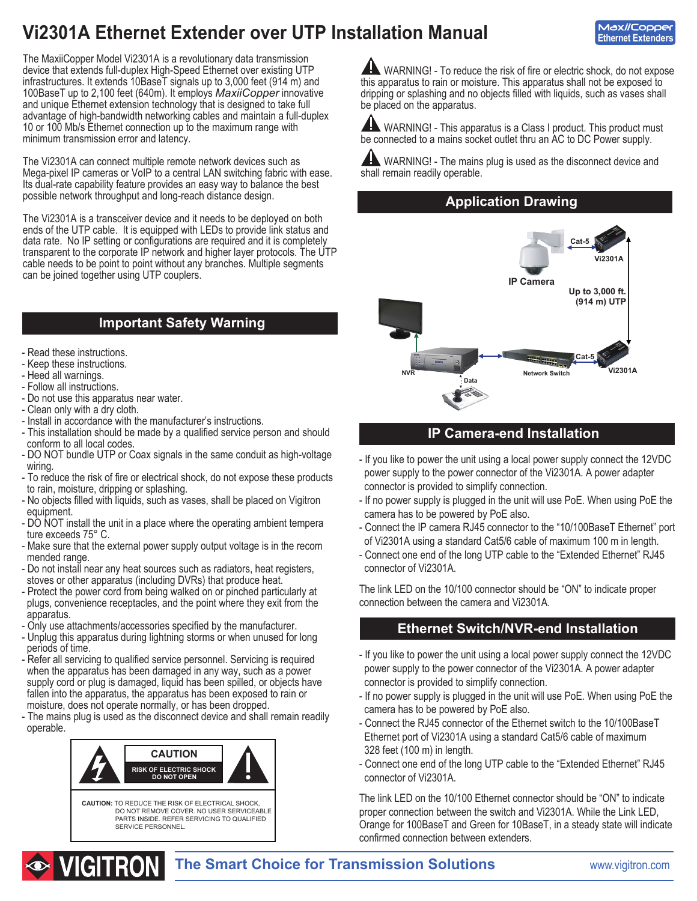# Vi2301A Ethernet Extender over UTP Installation Manual

The MaxiiCopper Model Vi2301A is a revolutionary data transmission device that extends full-duplex High-Speed Ethernet over existing UTP infrastructures. It extends 10BaseT signals up to 3,000 feet (914 m) and 100BaseT up to 2,100 feet (640m). It employs *MaxiiCopper* innovative and unique Ethernet extension technology that is designed to take full advantage of high-bandwidth networking cables and maintain a full-duplex 10 or 100 Mb/s Ethernet connection up to the maximum range with minimum transmission error and latency.

The Vi2301A can connect multiple remote network devices such as Mega-pixel IP cameras or VoIP to a central LAN switching fabric with ease. Its dual-rate capability feature provides an easy way to balance the best possible network throughput and long-reach distance design.

The Vi2301A is a transceiver device and it needs to be deployed on both ends of the UTP cable. It is equipped with LEDs to provide link status and data rate. No IP setting or configurations are required and it is completely transparent to the corporate IP network and higher layer protocols. The UTP cable needs to be point to point without any branches. Multiple segments can be joined together using UTP couplers.

## Important Safety Warning

- Read these instructions.
- Keep these instructions.
- Heed all warnings.
- Follow all instructions.
- Do not use this apparatus near water.
- Clean only with a dry cloth.
- Install in accordance with the manufacturer's instructions.
- This installation should be made by a qualified service person and should conform to all local codes.
- DO NOT bundle UTP or Coax signals in the same conduit as high-voltage wiring.
- To reduce the risk of fire or electrical shock, do not expose these products to rain, moisture, dripping or splashing.
- No objects filled with liquids, such as vases, shall be placed on Vigitron equipment.
- DO NOT install the unit in a place where the operating ambient temperature exceeds 75° C.
- Make sure that the external power supply output voltage is in the recommended range.
- Do not install near any heat sources such as radiators, heat registers, stoves or other apparatus (including DVRs) that produce heat.
- Protect the power cord from being walked on or pinched particularly at plugs, convenience receptacles, and the point where they exit from the apparatus.
- Only use attachments/accessories specified by the manufacturer.
- Unplug this apparatus during lightning storms or when unused for long periods of time.
- Refer all servicing to qualified service personnel. Servicing is required when the apparatus has been damaged in any way, such as a power supply cord or plug is damaged, liquid has been spilled, or objects have fallen into the apparatus, the apparatus has been exposed to rain or moisture, does not operate normally, or has been dropped.
- The mains plug is used as the disconnect device and shall remain readily operable.

**CAUTION**
**RISK OF ELECTRIC SHOCK DO NOT OPEN**

**CAUTION:** TO REDUCE THE RISK OF ELECTRICAL SHOCK, DO NOT REMOVE COVER. NO USER SERVICEABLE PARTS INSIDE. REFER SERVICING TO QUALIFIED SERVICE PERSONNEL.

WARNING! - To reduce the risk of fire or electric shock, do not expose this apparatus to rain or moisture. This apparatus shall not be exposed to dripping or splashing and no objects filled with liquids, such as vases shall be placed on the apparatus.

WARNING! - This apparatus is a Class I product. This product must be connected to a mains socket outlet thru an AC to DC Power supply.

WARNING! - The mains plug is used as the disconnect device and shall remain readily operable.

## Application Drawing

IP Camera — Cat-5 — Vi2301A

Up to 3,000 ft. (914 m) UTP

NVR — Network Switch — Cat-5 — Vi2301A

Data

## IP Camera-end Installation

- If you like to power the unit using a local power supply connect the 12VDC power supply to the power connector of the Vi2301A. A power adapter connector is provided to simplify connection.
- If no power supply is plugged in the unit will use PoE. When using PoE the camera has to be powered by PoE also.
- Connect the IP camera RJ45 connector to the "10/100BaseT Ethernet" port of Vi2301A using a standard Cat5/6 cable of maximum 100 m in length.
- Connect one end of the long UTP cable to the "Extended Ethernet" RJ45 connector of Vi2301A.

The link LED on the 10/100 connector should be "ON" to indicate proper connection between the camera and Vi2301A.

## Ethernet Switch/NVR-end Installation

- If you like to power the unit using a local power supply connect the 12VDC power supply to the power connector of the Vi2301A. A power adapter connector is provided to simplify connection.
- If no power supply is plugged in the unit will use PoE. When using PoE the camera has to be powered by PoE also.
- Connect the RJ45 connector of the Ethernet switch to the 10/100BaseT Ethernet port of Vi2301A using a standard Cat5/6 cable of maximum 328 feet (100 m) in length.
- Connect one end of the long UTP cable to the "Extended Ethernet" RJ45 connector of Vi2301A.

The link LED on the 10/100 Ethernet connector should be "ON" to indicate proper connection between the switch and Vi2301A. While the Link LED, Orange for 100BaseT and Green for 10BaseT, in a steady state will indicate confirmed connection between extenders.

VIGITRON — The Smart Choice for Transmission Solutions — www.vigitron.com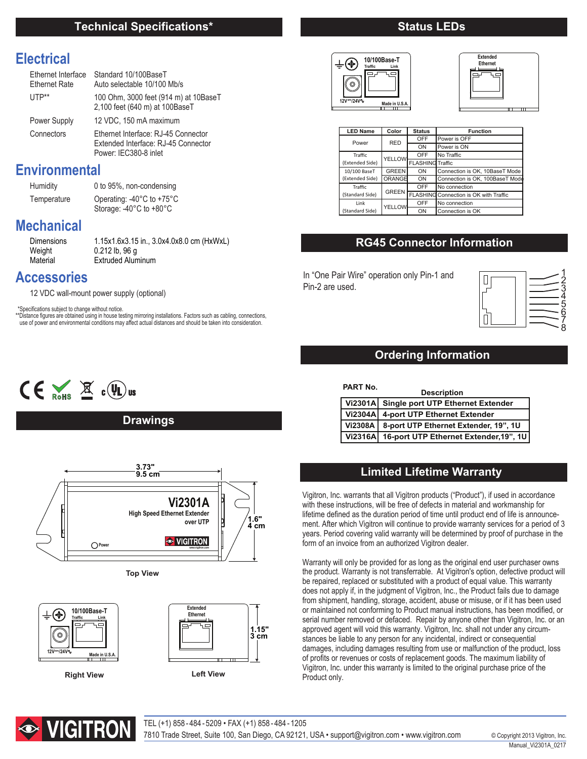## Technical Specifications*

### Electrical

| | |
|---|---|
| Ethernet Interface | Standard 10/100BaseT |
| Ethernet Rate | Auto selectable 10/100 Mb/s |
| UTP** | 100 Ohm, 3000 feet (914 m) at 10BaseT<br>2,100 feet (640 m) at 100BaseT |
| Power Supply | 12 VDC, 150 mA maximum |
| Connectors | Ethernet Interface: RJ-45 Connector<br>Extended Interface: RJ-45 Connector<br>Power: IEC380-8 inlet |

### Environmental

| | |
|---|---|
| Humidity | 0 to 95%, non-condensing |
| Temperature | Operating: -40°C to +75°C<br>Storage: -40°C to +80°C |

### Mechanical

| | |
|---|---|
| Dimensions | 1.15x1.6x3.15 in., 3.0x4.0x8.0 cm (HxWxL) |
| Weight | 0.212 lb, 96 g |
| Material | Extruded Aluminum |

### Accessories

12 VDC wall-mount power supply (optional)

*Specifications subject to change without notice.
**Distance figures are obtained using in house testing mirroring installations. Factors such as cabling, connections, use of power and environmental conditions may affect actual distances and should be taken into consideration.

## Drawings

3.73"
9.5 cm

Vi2301A
High Speed Ethernet Extender over UTP

Power

VIGITRON
www.vigitron.com

1.6"
4 cm

Top View

10/100Base-T
Traffic Link
12V⎓/24V∿
Made in U.S.A.

Right View

Extended Ethernet

1.15"
3 cm

Left View

## Status LEDs

| LED Name | Color | Status | Function |
|---|---|---|---|
| Power | RED | OFF | Power is OFF |
| | | ON | Power is ON |
| Traffic (Extended Side) | YELLOW | OFF | No Traffic |
| | | FLASHING | Traffic |
| 10/100 BaseT (Extended Side) | GREEN | ON | Connection is OK, 10BaseT Mode |
| | ORANGE | ON | Connection is OK, 100BaseT Mode |
| Traffic (Standard Side) | GREEN | OFF | No connection |
| | | FLASHING | Connection is OK with Traffic |
| Link (Standard Side) | YELLOW | OFF | No connection |
| | | ON | Connection is OK |

## RG45 Connector Information

In "One Pair Wire" operation only Pin-1 and Pin-2 are used.

1
2
3
4
5
6
7
8

## Ordering Information

| PART No. | Description |
|---|---|
| Vi2301A | Single port UTP Ethernet Extender |
| Vi2304A | 4-port UTP Ethernet Extender |
| Vi2308A | 8-port UTP Ethernet Extender, 19", 1U |
| Vi2316A | 16-port UTP Ethernet Extender,19", 1U |

## Limited Lifetime Warranty

Vigitron, Inc. warrants that all Vigitron products ("Product"), if used in accordance with these instructions, will be free of defects in material and workmanship for lifetime defined as the duration period of time until product end of life is announcement. After which Vigitron will continue to provide warranty services for a period of 3 years. Period covering valid warranty will be determined by proof of purchase in the form of an invoice from an authorized Vigitron dealer.

Warranty will only be provided for as long as the original end user purchaser owns the product. Warranty is not transferrable. At Vigitron's option, defective product will be repaired, replaced or substituted with a product of equal value. This warranty does not apply if, in the judgment of Vigitron, Inc., the Product fails due to damage from shipment, handling, storage, accident, abuse or misuse, or if it has been used or maintained not conforming to Product manual instructions, has been modified, or serial number removed or defaced. Repair by anyone other than Vigitron, Inc. or an approved agent will void this warranty. Vigitron, Inc. shall not under any circumstances be liable to any person for any incidental, indirect or consequential damages, including damages resulting from use or malfunction of the product, loss of profits or revenues or costs of replacement goods. The maximum liability of Vigitron, Inc. under this warranty is limited to the original purchase price of the Product only.

VIGITRON

TEL (+1) 858-484-5209 • FAX (+1) 858-484-1205
7810 Trade Street, Suite 100, San Diego, CA 92121, USA • support@vigitron.com • www.vigitron.com

© Copyright 2013 Vigitron, Inc.
Manual_Vi2301A_0217